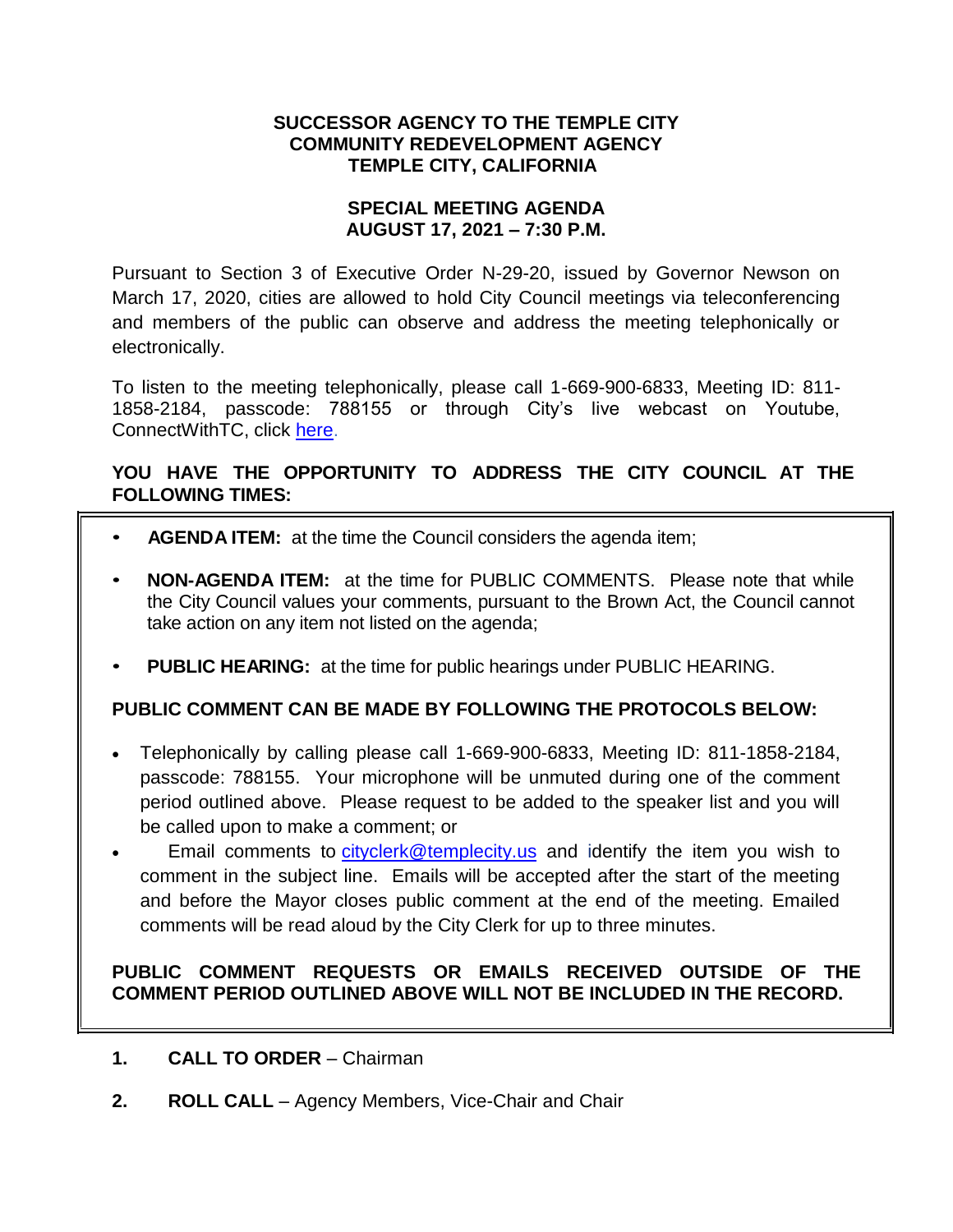**SUCCESSOR AGENCY TO THE TEMPLE CITY COMMUNITY REDEVELOPMENT AGENCY TEMPLE CITY, CALIFORNIA**

**SPECIAL MEETING AGENDA AUGUST 17, 2021 – 7:30 P.M.**

Pursuant to Section 3 of Executive Order N-29-20, issued by Governor Newson on March 17, 2020, cities are allowed to hold City Council meetings via teleconferencing and members of the public can observe and address the meeting telephonically or electronically.

To listen to the meeting telephonically, please call 1-669-900-6833, Meeting ID: 811-1858-2184, passcode: 788155 or through City's live webcast on Youtube, ConnectWithTC, click here.

**YOU HAVE THE OPPORTUNITY TO ADDRESS THE CITY COUNCIL AT THE FOLLOWING TIMES:**

- **AGENDA ITEM:** at the time the Council considers the agenda item;
- **NON-AGENDA ITEM:** at the time for PUBLIC COMMENTS. Please note that while the City Council values your comments, pursuant to the Brown Act, the Council cannot take action on any item not listed on the agenda;
- **PUBLIC HEARING:** at the time for public hearings under PUBLIC HEARING.

**PUBLIC COMMENT CAN BE MADE BY FOLLOWING THE PROTOCOLS BELOW:**

- Telephonically by calling please call 1-669-900-6833, Meeting ID: 811-1858-2184, passcode: 788155. Your microphone will be unmuted during one of the comment period outlined above. Please request to be added to the speaker list and you will be called upon to make a comment; or
- Email comments to cityclerk@templecity.us and identify the item you wish to comment in the subject line. Emails will be accepted after the start of the meeting and before the Mayor closes public comment at the end of the meeting. Emailed comments will be read aloud by the City Clerk for up to three minutes.

**PUBLIC COMMENT REQUESTS OR EMAILS RECEIVED OUTSIDE OF THE COMMENT PERIOD OUTLINED ABOVE WILL NOT BE INCLUDED IN THE RECORD.**

1. **CALL TO ORDER** – Chairman

2. **ROLL CALL** – Agency Members, Vice-Chair and Chair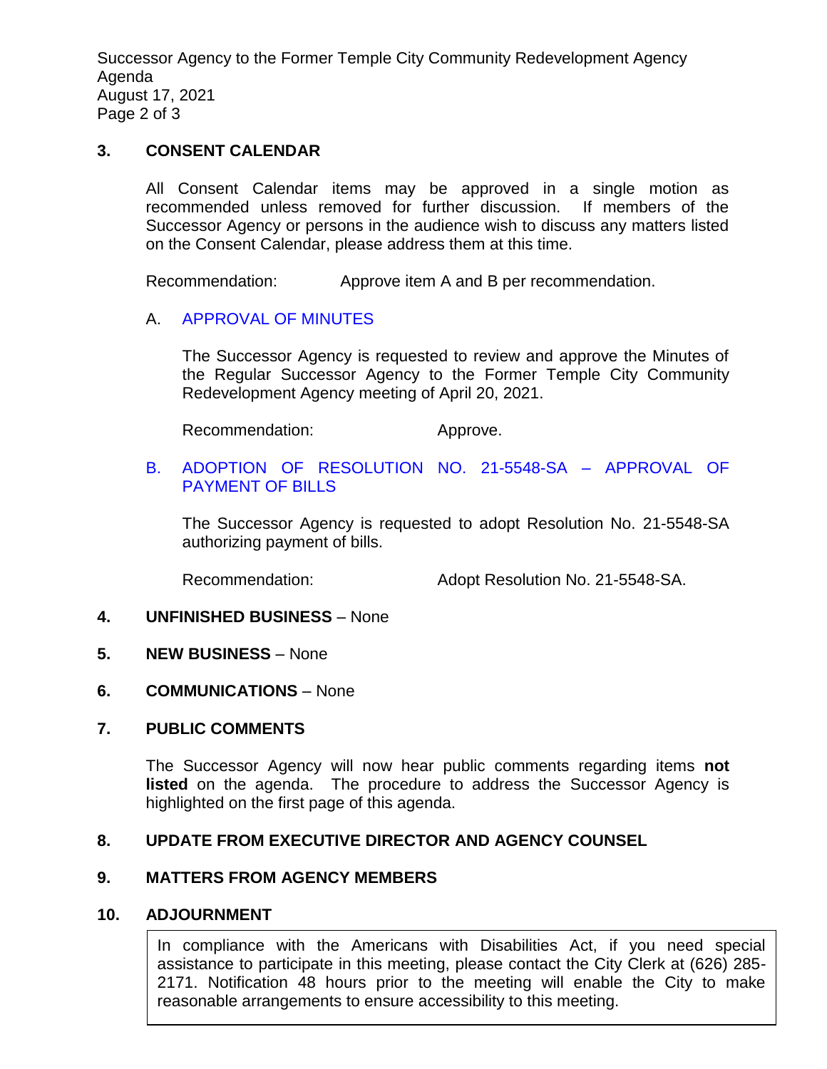## 3. CONSENT CALENDAR

All Consent Calendar items may be approved in a single motion as recommended unless removed for further discussion. If members of the Successor Agency or persons in the audience wish to discuss any matters listed on the Consent Calendar, please address them at this time.

Recommendation: Approve item A and B per recommendation.

A. APPROVAL OF MINUTES

The Successor Agency is requested to review and approve the Minutes of the Regular Successor Agency to the Former Temple City Community Redevelopment Agency meeting of April 20, 2021.

Recommendation: Approve.

B. ADOPTION OF RESOLUTION NO. 21-5548-SA – APPROVAL OF PAYMENT OF BILLS

The Successor Agency is requested to adopt Resolution No. 21-5548-SA authorizing payment of bills.

Recommendation: Adopt Resolution No. 21-5548-SA.

## 4. UNFINISHED BUSINESS – None

## 5. NEW BUSINESS – None

## 6. COMMUNICATIONS – None

## 7. PUBLIC COMMENTS

The Successor Agency will now hear public comments regarding items **not listed** on the agenda. The procedure to address the Successor Agency is highlighted on the first page of this agenda.

## 8. UPDATE FROM EXECUTIVE DIRECTOR AND AGENCY COUNSEL

## 9. MATTERS FROM AGENCY MEMBERS

## 10. ADJOURNMENT

In compliance with the Americans with Disabilities Act, if you need special assistance to participate in this meeting, please contact the City Clerk at (626) 285-2171. Notification 48 hours prior to the meeting will enable the City to make reasonable arrangements to ensure accessibility to this meeting.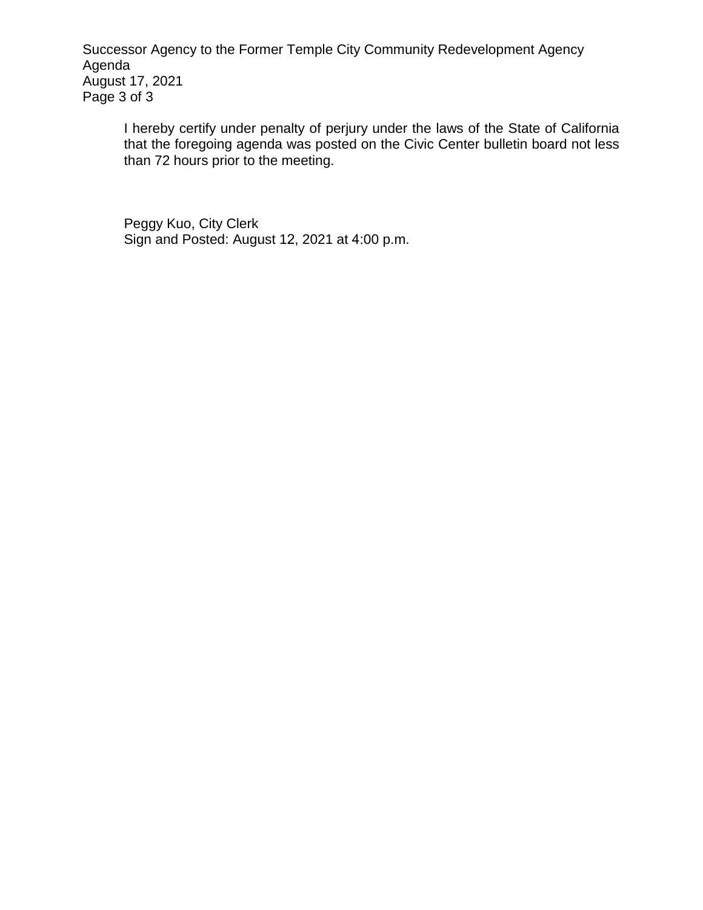I hereby certify under penalty of perjury under the laws of the State of California that the foregoing agenda was posted on the Civic Center bulletin board not less than 72 hours prior to the meeting.

Peggy Kuo, City Clerk
Sign and Posted: August 12, 2021 at 4:00 p.m.